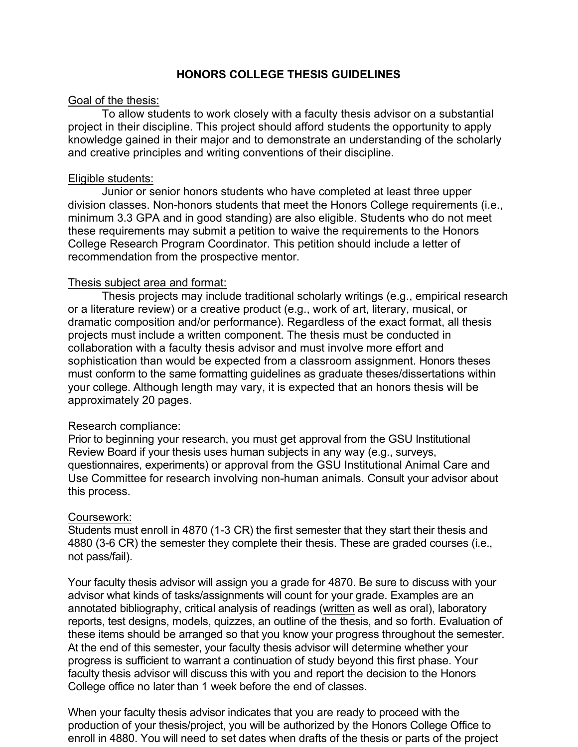# HONORS COLLEGE THESIS GUIDELINES

Goal of the thesis:

To allow students to work closely with a faculty thesis advisor on a substantial project in their discipline. This project should afford students the opportunity to apply knowledge gained in their major and to demonstrate an understanding of the scholarly and creative principles and writing conventions of their discipline.

Eligible students:

Junior or senior honors students who have completed at least three upper division classes. Non-honors students that meet the Honors College requirements (i.e., minimum 3.3 GPA and in good standing) are also eligible. Students who do not meet these requirements may submit a petition to waive the requirements to the Honors College Research Program Coordinator. This petition should include a letter of recommendation from the prospective mentor.

Thesis subject area and format:

Thesis projects may include traditional scholarly writings (e.g., empirical research or a literature review) or a creative product (e.g., work of art, literary, musical, or dramatic composition and/or performance). Regardless of the exact format, all thesis projects must include a written component. The thesis must be conducted in collaboration with a faculty thesis advisor and must involve more effort and sophistication than would be expected from a classroom assignment. Honors theses must conform to the same formatting guidelines as graduate theses/dissertations within your college. Although length may vary, it is expected that an honors thesis will be approximately 20 pages.

Research compliance:

Prior to beginning your research, you must get approval from the GSU Institutional Review Board if your thesis uses human subjects in any way (e.g., surveys, questionnaires, experiments) or approval from the GSU Institutional Animal Care and Use Committee for research involving non-human animals. Consult your advisor about this process.

Coursework:

Students must enroll in 4870 (1-3 CR) the first semester that they start their thesis and 4880 (3-6 CR) the semester they complete their thesis. These are graded courses (i.e., not pass/fail).

Your faculty thesis advisor will assign you a grade for 4870. Be sure to discuss with your advisor what kinds of tasks/assignments will count for your grade. Examples are an annotated bibliography, critical analysis of readings (written as well as oral), laboratory reports, test designs, models, quizzes, an outline of the thesis, and so forth. Evaluation of these items should be arranged so that you know your progress throughout the semester. At the end of this semester, your faculty thesis advisor will determine whether your progress is sufficient to warrant a continuation of study beyond this first phase. Your faculty thesis advisor will discuss this with you and report the decision to the Honors College office no later than 1 week before the end of classes.

When your faculty thesis advisor indicates that you are ready to proceed with the production of your thesis/project, you will be authorized by the Honors College Office to enroll in 4880. You will need to set dates when drafts of the thesis or parts of the project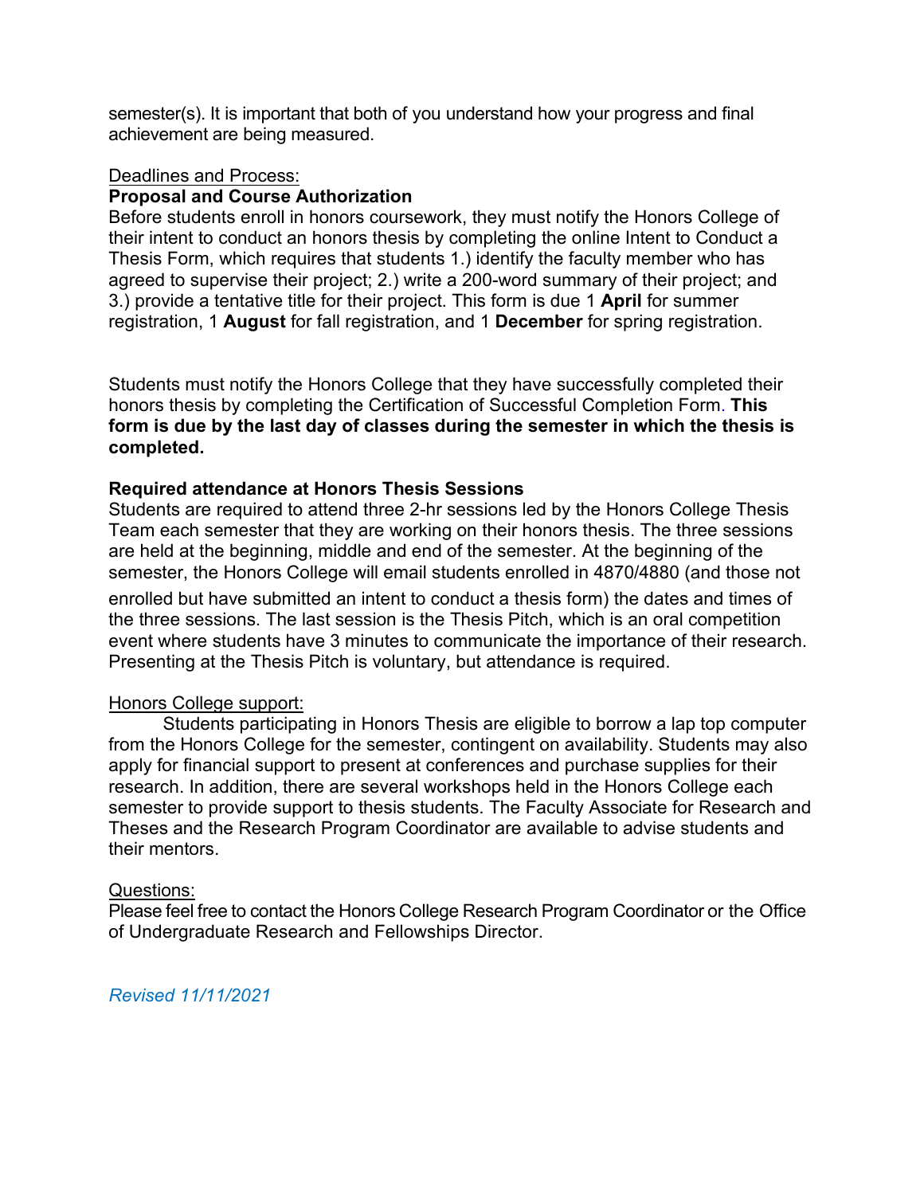semester(s). It is important that both of you understand how your progress and final achievement are being measured.

Deadlines and Process:

**Proposal and Course Authorization**

Before students enroll in honors coursework, they must notify the Honors College of their intent to conduct an honors thesis by completing the online Intent to Conduct a Thesis Form, which requires that students 1.) identify the faculty member who has agreed to supervise their project; 2.) write a 200-word summary of their project; and 3.) provide a tentative title for their project. This form is due 1 **April** for summer registration, 1 **August** for fall registration, and 1 **December** for spring registration.

Students must notify the Honors College that they have successfully completed their honors thesis by completing the Certification of Successful Completion Form. **This form is due by the last day of classes during the semester in which the thesis is completed.**

**Required attendance at Honors Thesis Sessions**

Students are required to attend three 2-hr sessions led by the Honors College Thesis Team each semester that they are working on their honors thesis. The three sessions are held at the beginning, middle and end of the semester. At the beginning of the semester, the Honors College will email students enrolled in 4870/4880 (and those not enrolled but have submitted an intent to conduct a thesis form) the dates and times of the three sessions. The last session is the Thesis Pitch, which is an oral competition event where students have 3 minutes to communicate the importance of their research. Presenting at the Thesis Pitch is voluntary, but attendance is required.

Honors College support:

Students participating in Honors Thesis are eligible to borrow a lap top computer from the Honors College for the semester, contingent on availability. Students may also apply for financial support to present at conferences and purchase supplies for their research. In addition, there are several workshops held in the Honors College each semester to provide support to thesis students. The Faculty Associate for Research and Theses and the Research Program Coordinator are available to advise students and their mentors.

Questions:

Please feel free to contact the Honors College Research Program Coordinator or the Office of Undergraduate Research and Fellowships Director.

*Revised 11/11/2021*